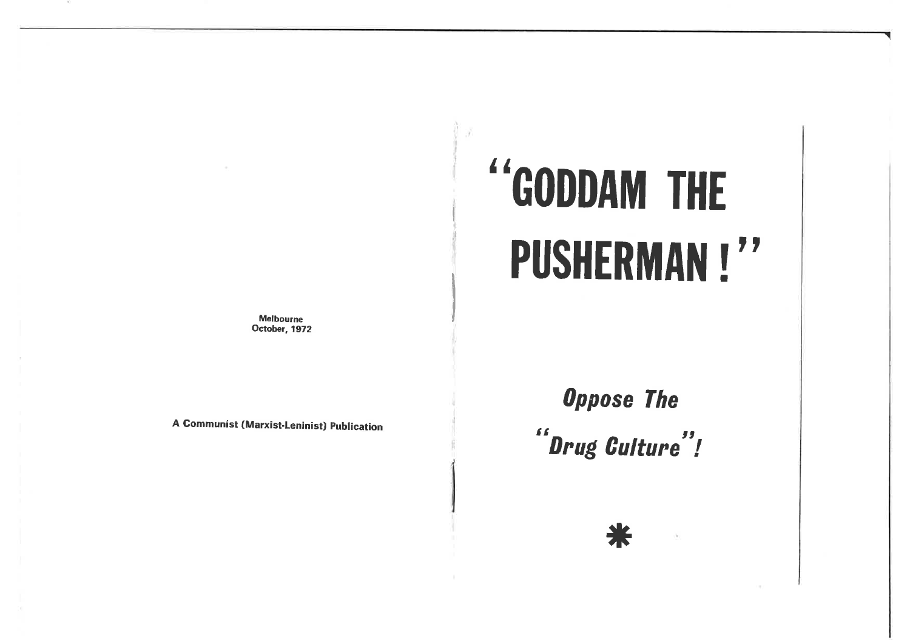Melbourne
October, 1972

A Communist (Marxist-Leninist) Publication

# "GODDAM THE PUSHERMAN!"

## *Oppose The "Drug Culture"!*

*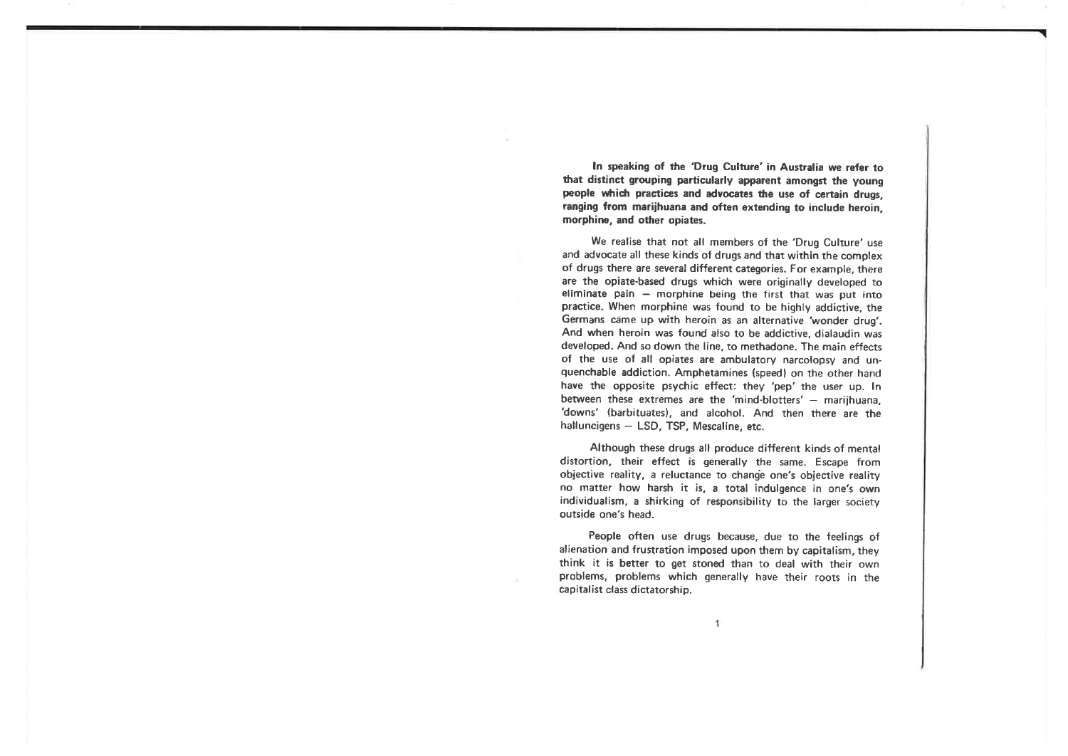**In speaking of the 'Drug Culture' in Australia we refer to that distinct grouping particularly apparent amongst the young people which practices and advocates the use of certain drugs, ranging from marijhuana and often extending to include heroin, morphine, and other opiates.**

We realise that not all members of the 'Drug Culture' use and advocate all these kinds of drugs and that within the complex of drugs there are several different categories. For example, there are the opiate-based drugs which were originally developed to eliminate pain — morphine being the first that was put into practice. When morphine was found to be highly addictive, the Germans came up with heroin as an alternative 'wonder drug'. And when heroin was found also to be addictive, dialaudin was developed. And so down the line, to methadone. The main effects of the use of all opiates are ambulatory narcolopsy and unquenchable addiction. Amphetamines (speed) on the other hand have the opposite psychic effect: they 'pep' the user up. In between these extremes are the 'mind-blotters' — marijhuana, 'downs' (barbituates), and alcohol. And then there are the halluncigens — LSD, TSP, Mescaline, etc.

Although these drugs all produce different kinds of mental distortion, their effect is generally the same. Escape from objective reality, a reluctance to change one's objective reality no matter how harsh it is, a total indulgence in one's own individualism, a shirking of responsibility to the larger society outside one's head.

People often use drugs because, due to the feelings of alienation and frustration imposed upon them by capitalism, they think it is better to get stoned than to deal with their own problems, problems which generally have their roots in the capitalist class dictatorship.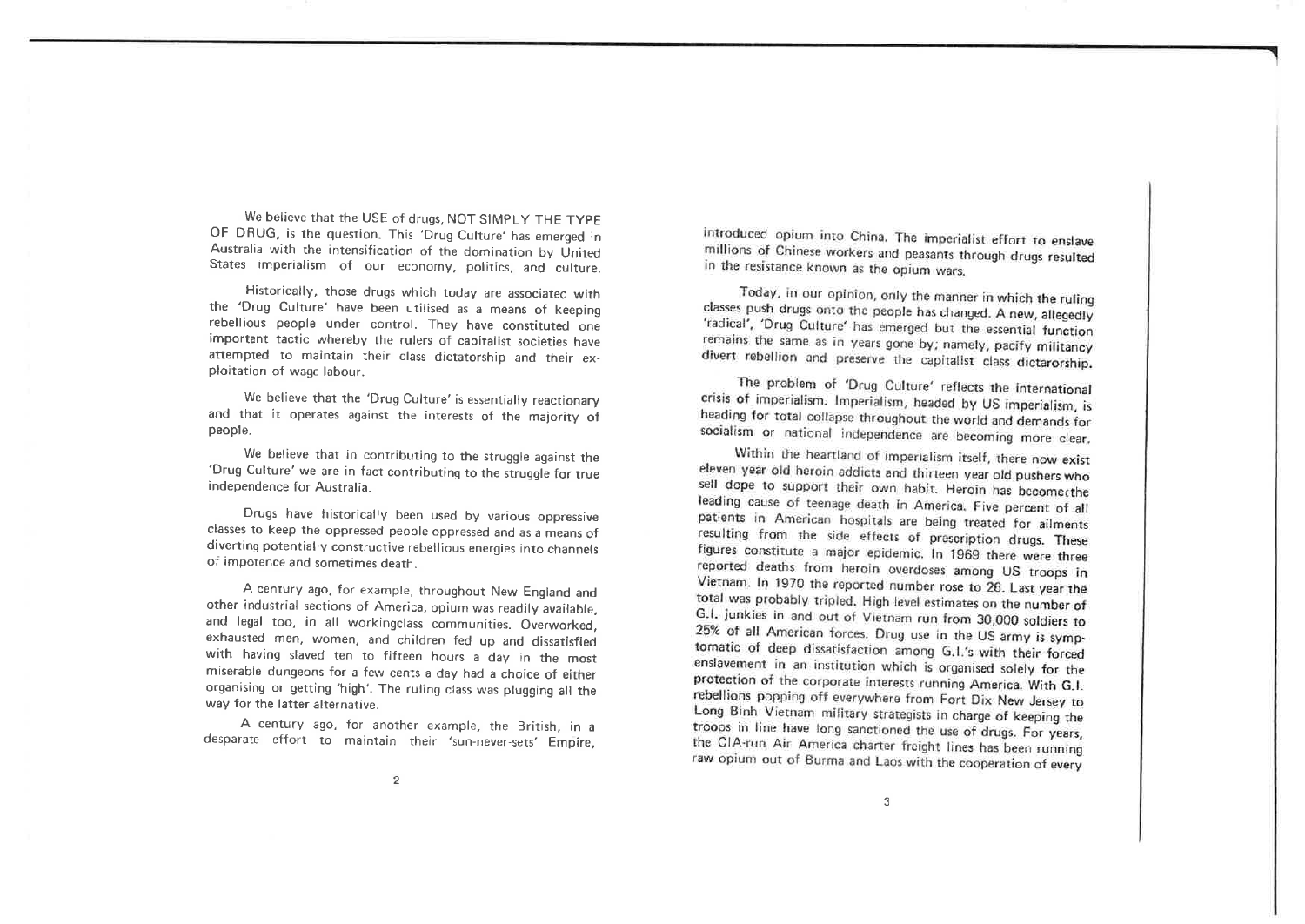We believe that the USE of drugs, NOT SIMPLY THE TYPE OF DRUG, is the question. This 'Drug Culture' has emerged in Australia with the intensification of the domination by United States imperialism of our economy, politics, and culture.

Historically, those drugs which today are associated with the 'Drug Culture' have been utilised as a means of keeping rebellious people under control. They have constituted one important tactic whereby the rulers of capitalist societies have attempted to maintain their class dictatorship and their exploitation of wage-labour.

We believe that the 'Drug Culture' is essentially reactionary and that it operates against the interests of the majority of people.

We believe that in contributing to the struggle against the 'Drug Culture' we are in fact contributing to the struggle for true independence for Australia.

Drugs have historically been used by various oppressive classes to keep the oppressed people oppressed and as a means of diverting potentially constructive rebellious energies into channels of impotence and sometimes death.

A century ago, for example, throughout New England and other industrial sections of America, opium was readily available, and legal too, in all workingclass communities. Overworked, exhausted men, women, and children fed up and dissatisfied with having slaved ten to fifteen hours a day in the most miserable dungeons for a few cents a day had a choice of either organising or getting 'high'. The ruling class was plugging all the way for the latter alternative.

A century ago, for another example, the British, in a desparate effort to maintain their 'sun-never-sets' Empire, introduced opium into China. The imperialist effort to enslave millions of Chinese workers and peasants through drugs resulted in the resistance known as the opium wars.

Today, in our opinion, only the manner in which the ruling classes push drugs onto the people has changed. A new, allegedly 'radical', 'Drug Culture' has emerged but the essential function remains the same as in years gone by; namely, pacify militancy divert rebellion and preserve the capitalist class dictarorship.

The problem of 'Drug Culture' reflects the international crisis of imperialism. Imperialism, headed by US imperialism, is heading for total collapse throughout the world and demands for socialism or national independence are becoming more clear.

Within the heartland of imperialism itself, there now exist eleven year old heroin addicts and thirteen year old pushers who sell dope to support their own habit. Heroin has becomethe leading cause of teenage death in America. Five percent of all patients in American hospitals are being treated for ailments resulting from the side effects of prescription drugs. These figures constitute a major epidemic. In 1969 there were three reported deaths from heroin overdoses among US troops in Vietnam. In 1970 the reported number rose to 26. Last year the total was probably tripled. High level estimates on the number of G.I. junkies in and out of Vietnam run from 30,000 soldiers to 25% of all American forces. Drug use in the US army is symptomatic of deep dissatisfaction among G.I.'s with their forced enslavement in an institution which is organised solely for the protection of the corporate interests running America. With G.I. rebellions popping off everywhere from Fort Dix New Jersey to Long Binh Vietnam military strategists in charge of keeping the troops in line have long sanctioned the use of drugs. For years, the CIA-run Air America charter freight lines has been running raw opium out of Burma and Laos with the cooperation of every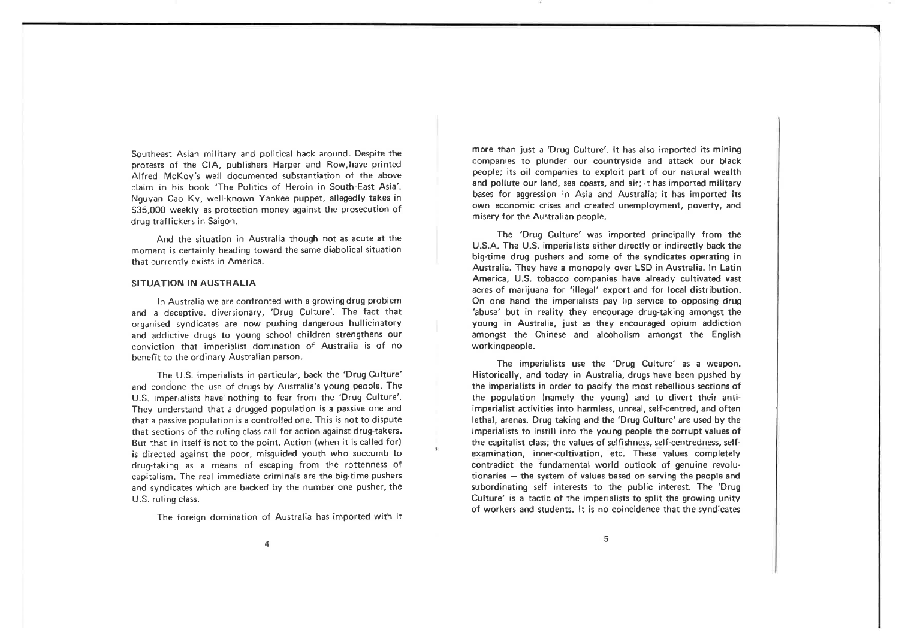Southeast Asian military and political hack around. Despite the protests of the CIA, publishers Harper and Row, have printed Alfred McKoy's well documented substantiation of the above claim in his book 'The Politics of Heroin in South-East Asia'. Nguyan Cao Ky, well-known Yankee puppet, allegedly takes in $35,000 weekly as protection money against the prosecution of drug traffickers in Saigon.

And the situation in Australia though not as acute at the moment is certainly heading toward the same diabolical situation that currently exists in America.

### SITUATION IN AUSTRALIA

In Australia we are confronted with a growing drug problem and a deceptive, diversionary, 'Drug Culture'. The fact that organised syndicates are now pushing dangerous hullicinatory and addictive drugs to young school children strengthens our conviction that imperialist domination of Australia is of no benefit to the ordinary Australian person.

The U.S. imperialists in particular, back the 'Drug Culture' and condone the use of drugs by Australia's young people. The U.S. imperialists have nothing to fear from the 'Drug Culture'. They understand that a drugged population is a passive one and that a passive population is a controlled one. This is not to dispute that sections of the ruling class call for action against drug-takers. But that in itself is not to the point. Action (when it is called for) is directed against the poor, misguided youth who succumb to drug-taking as a means of escaping from the rottenness of capitalism. The real immediate criminals are the big-time pushers and syndicates which are backed by the number one pusher, the U.S. ruling class.

The foreign domination of Australia has imported with it more than just a 'Drug Culture'. It has also imported its mining companies to plunder our countryside and attack our black people; its oil companies to exploit part of our natural wealth and pollute our land, sea coasts, and air; it has imported military bases for aggression in Asia and Australia; it has imported its own economic crises and created unemployment, poverty, and misery for the Australian people.

The 'Drug Culture' was imported principally from the U.S.A. The U.S. imperialists either directly or indirectly back the big-time drug pushers and some of the syndicates operating in Australia. They have a monopoly over LSD in Australia. In Latin America, U.S. tobacco companies have already cultivated vast acres of marijuana for 'illegal' export and for local distribution. On one hand the imperialists pay lip service to opposing drug 'abuse' but in reality they encourage drug-taking amongst the young in Australia, just as they encouraged opium addiction amongst the Chinese and alcoholism amongst the English workingpeople.

The imperialists use the 'Drug Culture' as a weapon. Historically, and today in Australia, drugs have been pushed by the imperialists in order to pacify the most rebellious sections of the population (namely the young) and to divert their anti-imperialist activities into harmless, unreal, self-centred, and often lethal, arenas. Drug taking and the 'Drug Culture' are used by the imperialists to instill into the young people the corrupt values of the capitalist class; the values of selfishness, self-centredness, self-examination, inner-cultivation, etc. These values completely contradict the fundamental world outlook of genuine revolutionaries — the system of values based on serving the people and subordinating self interests to the public interest. The 'Drug Culture' is a tactic of the imperialists to split the growing unity of workers and students. It is no coincidence that the syndicates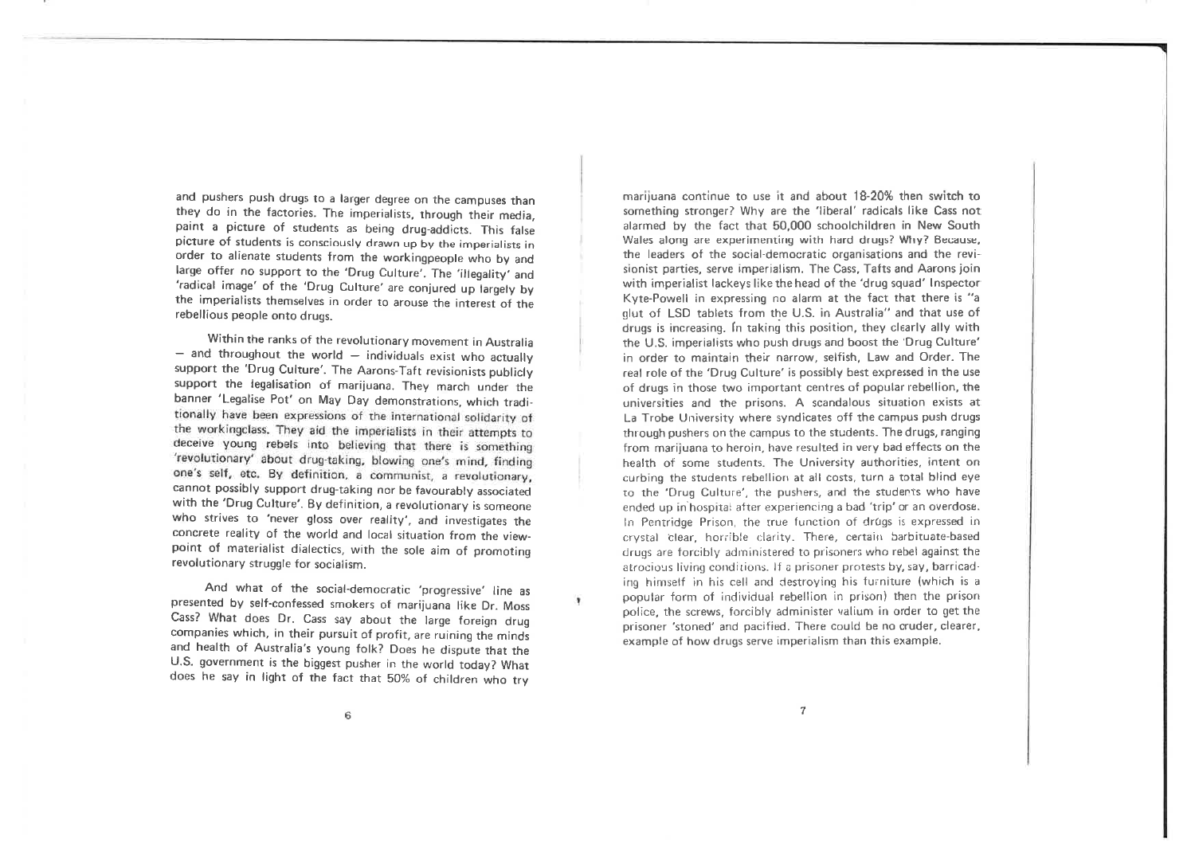and pushers push drugs to a larger degree on the campuses than they do in the factories. The imperialists, through their media, paint a picture of students as being drug-addicts. This false picture of students is consciously drawn up by the imperialists in order to alienate students from the workingpeople who by and large offer no support to the 'Drug Culture'. The 'illegality' and 'radical image' of the 'Drug Culture' are conjured up largely by the imperialists themselves in order to arouse the interest of the rebellious people onto drugs.

Within the ranks of the revolutionary movement in Australia — and throughout the world — individuals exist who actually support the 'Drug Culture'. The Aarons-Taft revisionists publicly support the legalisation of marijuana. They march under the banner 'Legalise Pot' on May Day demonstrations, which traditionally have been expressions of the international solidarity of the workingclass. They aid the imperialists in their attempts to deceive young rebels into believing that there is something 'revolutionary' about drug-taking, blowing one's mind, finding one's self, etc. By definition, a communist, a revolutionary, cannot possibly support drug-taking nor be favourably associated with the 'Drug Culture'. By definition, a revolutionary is someone who strives to 'never gloss over reality', and investigates the concrete reality of the world and local situation from the viewpoint of materialist dialectics, with the sole aim of promoting revolutionary struggle for socialism.

And what of the social-democratic 'progressive' line as presented by self-confessed smokers of marijuana like Dr. Moss Cass? What does Dr. Cass say about the large foreign drug companies which, in their pursuit of profit, are ruining the minds and health of Australia's young folk? Does he dispute that the U.S. government is the biggest pusher in the world today? What does he say in light of the fact that 50% of children who try marijuana continue to use it and about 18-20% then switch to something stronger? Why are the 'liberal' radicals like Cass not alarmed by the fact that 50,000 schoolchildren in New South Wales along are experimenting with hard drugs? Why? Because, the leaders of the social-democratic organisations and the revisionist parties, serve imperialism. The Cass, Tafts and Aarons join with imperialist lackeys like the head of the 'drug squad' Inspector Kyte-Powell in expressing no alarm at the fact that there is "a glut of LSD tablets from the U.S. in Australia" and that use of drugs is increasing. In taking this position, they clearly ally with the U.S. imperialists who push drugs and boost the 'Drug Culture' in order to maintain their narrow, selfish, Law and Order. The real role of the 'Drug Culture' is possibly best expressed in the use of drugs in those two important centres of popular rebellion, the universities and the prisons. A scandalous situation exists at La Trobe University where syndicates off the campus push drugs through pushers on the campus to the students. The drugs, ranging from marijuana to heroin, have resulted in very bad effects on the health of some students. The University authorities, intent on curbing the students rebellion at all costs, turn a total blind eye to the 'Drug Culture', the pushers, and the students who have ended up in hospital after experiencing a bad 'trip' or an overdose. In Pentridge Prison, the true function of drugs is expressed in crystal clear, horrible clarity. There, certain barbituate-based drugs are forcibly administered to prisoners who rebel against the atrocious living conditions. If a prisoner protests by, say, barricading himself in his cell and destroying his furniture (which is a popular form of individual rebellion in prison) then the prison police, the screws, forcibly administer valium in order to get the prisoner 'stoned' and pacified. There could be no cruder, clearer, example of how drugs serve imperialism than this example.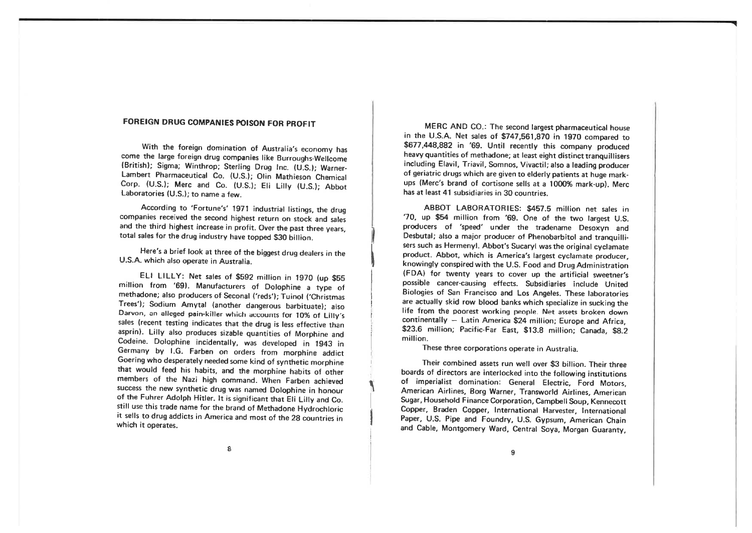## FOREIGN DRUG COMPANIES POISON FOR PROFIT

With the foreign domination of Australia's economy has come the large foreign drug companies like Burroughs-Wellcome (British); Sigma; Winthrop; Sterling Drug Inc. (U.S.); Warner-Lambert Pharmaceutical Co. (U.S.); Olin Mathieson Chemical Corp. (U.S.); Merc and Co. (U.S.); Eli Lilly (U.S.); Abbot Laboratories (U.S.); to name a few.

According to 'Fortune's' 1971 industrial listings, the drug companies received the second highest return on stock and sales and the third highest increase in profit. Over the past three years, total sales for the drug industry have topped $30 billion.

Here's a brief look at three of the biggest drug dealers in the U.S.A. which also operate in Australia.

ELI LILLY: Net sales of $592 million in 1970 (up $55 million from '69). Manufacturers of Dolophine a type of methadone; also producers of Seconal ('reds'); Tuinol ('Christmas Trees'); Sodium Amytal (another dangerous barbituate); also Darvon, an alleged pain-killer which accounts for 10% of Lilly's sales (recent testing indicates that the drug is less effective than asprin). Lilly also produces sizable quantities of Morphine and Codeine. Dolophine incidentally, was developed in 1943 in Germany by I.G. Farben on orders from morphine addict Goering who desperately needed some kind of synthetic morphine that would feed his habits, and the morphine habits of other members of the Nazi high command. When Farben achieved success the new synthetic drug was named Dolophine in honour of the Fuhrer Adolph Hitler. It is significant that Eli Lilly and Co. still use this trade name for the brand of Methadone Hydrochloric it sells to drug addicts in America and most of the 28 countries in which it operates.

MERC AND CO.: The second largest pharmaceutical house in the U.S.A. Net sales of $747,561,870 in 1970 compared to $677,448,882 in '69. Until recently this company produced heavy quantities of methadone; at least eight distinct tranquillisers including Elavil, Triavil, Somnos, Vivactil; also a leading producer of geriatric drugs which are given to elderly patients at huge mark-ups (Merc's brand of cortisone sells at a 1000% mark-up). Merc has at least 41 subsidiaries in 30 countries.

ABBOT LABORATORIES: $457.5 million net sales in '70, up $54 million from '69. One of the two largest U.S. producers of 'speed' under the tradename Desoxyn and Desbutal; also a major producer of Phenobarbitol and tranquillisers such as Hermenyl. Abbot's Sucaryl was the original cyclamate product. Abbot, which is America's largest cyclamate producer, knowingly conspired with the U.S. Food and Drug Administration (FDA) for twenty years to cover up the artificial sweetner's possible cancer-causing effects. Subsidiaries include United Biologies of San Francisco and Los Angeles. These laboratories are actually skid row blood banks which specialize in sucking the life from the poorest working people. Net assets broken down continentally — Latin America $24 million; Europe and Africa, $23.6 million; Pacific-Far East, $13.8 million; Canada, $8.2 million.

These three corporations operate in Australia.

Their combined assets run well over $3 billion. Their three boards of directors are interlocked into the following institutions of imperialist domination: General Electric, Ford Motors, American Airlines, Borg Warner, Transworld Airlines, American Sugar, Household Finance Corporation, Campbell Soup, Kennecott Copper, Braden Copper, International Harvester, International Paper, U.S. Pipe and Foundry, U.S. Gypsum, American Chain and Cable, Montgomery Ward, Central Soya, Morgan Guaranty,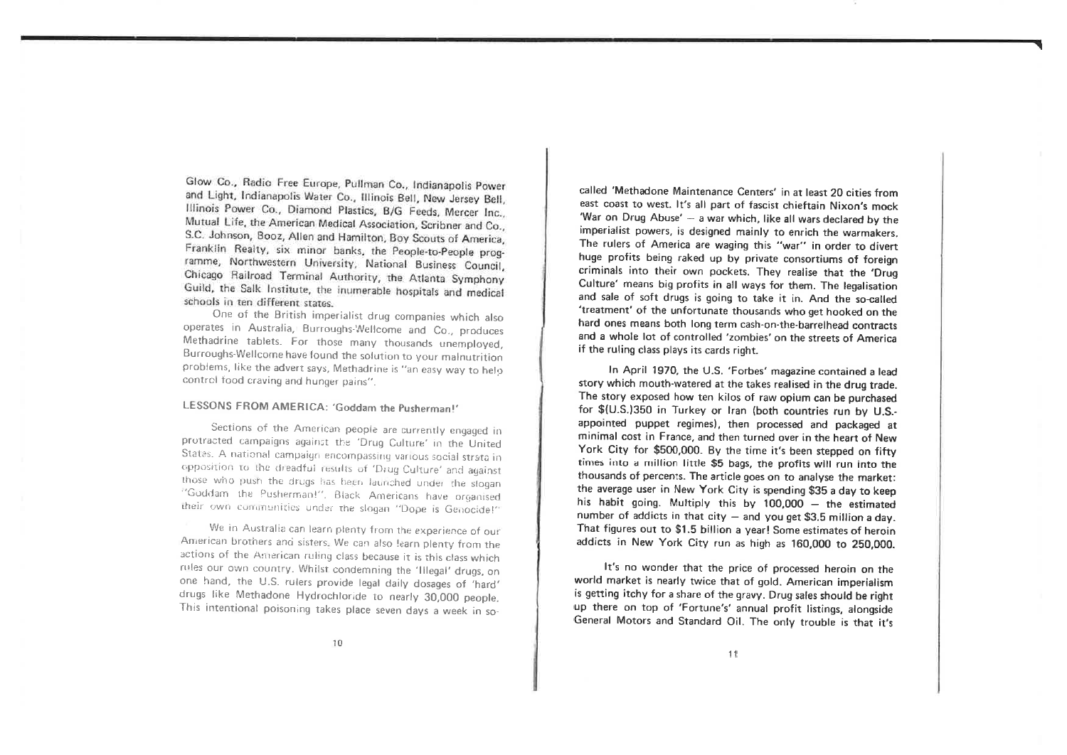Glow Co., Radio Free Europe, Pullman Co., Indianapolis Power and Light, Indianapolis Water Co., Illinois Bell, New Jersey Bell, Illinois Power Co., Diamond Plastics, B/G Feeds, Mercer Inc., Mutual Life, the American Medical Association, Scribner and Co., S.C. Johnson, Booz, Allen and Hamilton, Boy Scouts of America, Franklin Realty, six minor banks, the People-to-People programme, Northwestern University, National Business Council, Chicago Railroad Terminal Authority, the Atlanta Symphony Guild, the Salk Institute, the inumerable hospitals and medical schools in ten different states.

One of the British imperialist drug companies which also operates in Australia, Burroughs-Wellcome and Co., produces Methadrine tablets. For those many thousands unemployed, Burroughs-Wellcome have found the solution to your malnutrition problems, like the advert says, Methadrine is "an easy way to help control food craving and hunger pains".

## LESSONS FROM AMERICA: 'Goddam the Pusherman!'

Sections of the American people are currently engaged in protracted campaigns against the 'Drug Culture' in the United States. A national campaign encompassing various social strata in opposition to the dreadful results of 'Drug Culture' and against those who push the drugs has been launched under the slogan "Goddam the Pusherman!". Black Americans have organised their own communities under the slogan "Dope is Genocide!"

We in Australia can learn plenty from the experience of our American brothers and sisters. We can also learn plenty from the actions of the American ruling class because it is this class which rules our own country. Whilst condemning the 'Illegal' drugs, on one hand, the U.S. rulers provide legal daily dosages of 'hard' drugs like Methadone Hydrochloride to nearly 30,000 people. This intentional poisoning takes place seven days a week in so-called 'Methadone Maintenance Centers' in at least 20 cities from east coast to west. It's all part of fascist chieftain Nixon's mock 'War on Drug Abuse' – a war which, like all wars declared by the imperialist powers, is designed mainly to enrich the warmakers. The rulers of America are waging this "war" in order to divert huge profits being raked up by private consortiums of foreign criminals into their own pockets. They realise that the 'Drug Culture' means big profits in all ways for them. The legalisation and sale of soft drugs is going to take it in. And the so-called 'treatment' of the unfortunate thousands who get hooked on the hard ones means both long term cash-on-the-barrelhead contracts and a whole lot of controlled 'zombies' on the streets of America if the ruling class plays its cards right.

In April 1970, the U.S. 'Forbes' magazine contained a lead story which mouth-watered at the takes realised in the drug trade. The story exposed how ten kilos of raw opium can be purchased for $(U.S.)350 in Turkey or Iran (both countries run by U.S.-appointed puppet regimes), then processed and packaged at minimal cost in France, and then turned over in the heart of New York City for $500,000. By the time it's been stepped on fifty times into a million little $5 bags, the profits will run into the thousands of percents. The article goes on to analyse the market: the average user in New York City is spending $35 a day to keep his habit going. Multiply this by 100,000 – the estimated number of addicts in that city – and you get $3.5 million a day. That figures out to $1.5 billion a year! Some estimates of heroin addicts in New York City run as high as 160,000 to 250,000.

It's no wonder that the price of processed heroin on the world market is nearly twice that of gold. American imperialism is getting itchy for a share of the gravy. Drug sales should be right up there on top of 'Fortune's' annual profit listings, alongside General Motors and Standard Oil. The only trouble is that it's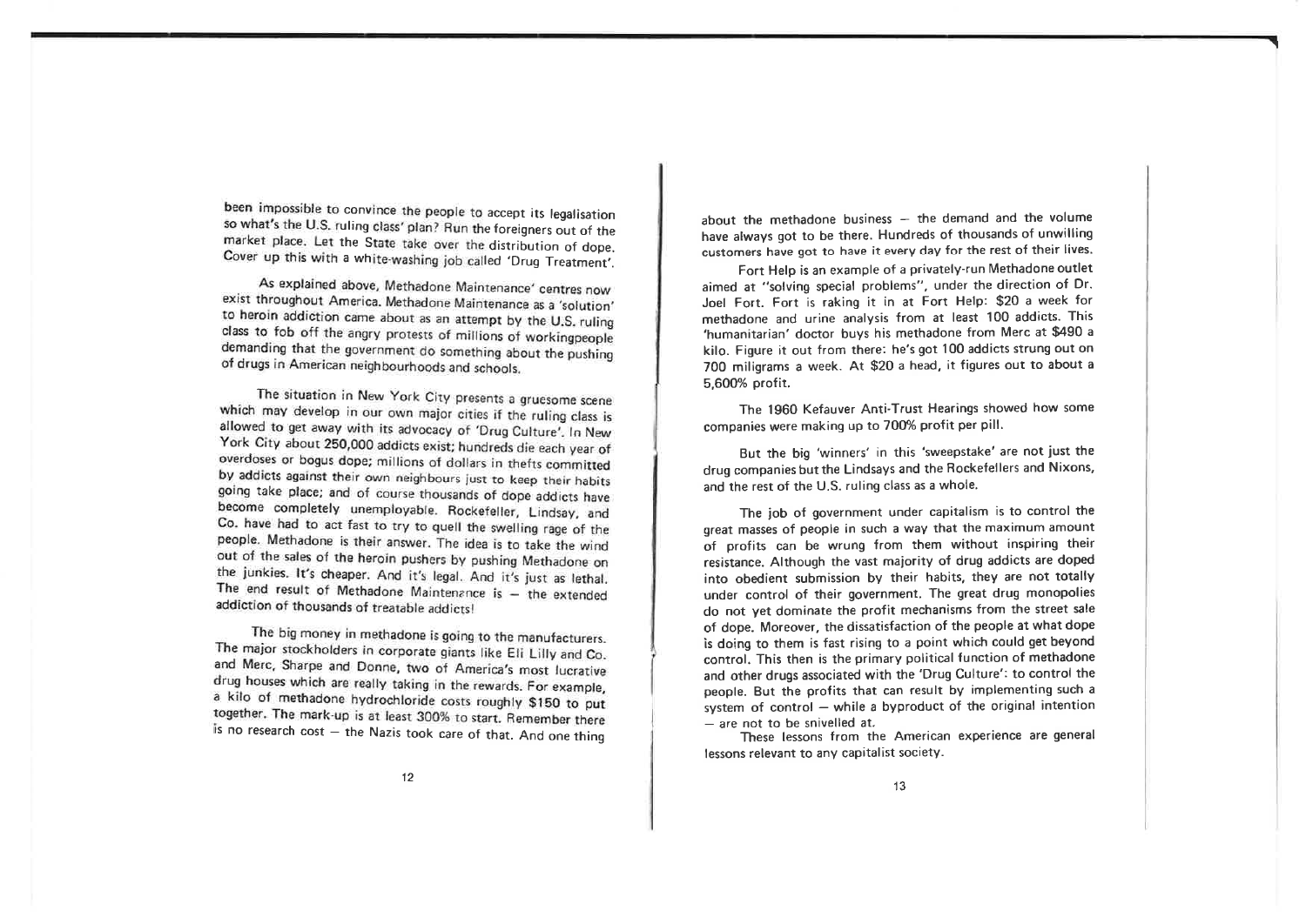been impossible to convince the people to accept its legalisation so what's the U.S. ruling class' plan? Run the foreigners out of the market place. Let the State take over the distribution of dope. Cover up this with a white-washing job called 'Drug Treatment'.

As explained above, Methadone Maintenance' centres now exist throughout America. Methadone Maintenance as a 'solution' to heroin addiction came about as an attempt by the U.S. ruling class to fob off the angry protests of millions of workingpeople demanding that the government do something about the pushing of drugs in American neighbourhoods and schools.

The situation in New York City presents a gruesome scene which may develop in our own major cities if the ruling class is allowed to get away with its advocacy of 'Drug Culture'. In New York City about 250,000 addicts exist; hundreds die each year of overdoses or bogus dope; millions of dollars in thefts committed by addicts against their own neighbours just to keep their habits going take place; and of course thousands of dope addicts have become completely unemployable. Rockefeller, Lindsay, and Co. have had to act fast to try to quell the swelling rage of the people. Methadone is their answer. The idea is to take the wind out of the sales of the heroin pushers by pushing Methadone on the junkies. It's cheaper. And it's legal. And it's just as lethal. The end result of Methadone Maintenance is – the extended addiction of thousands of treatable addicts!

The big money in methadone is going to the manufacturers. The major stockholders in corporate giants like Eli Lilly and Co. and Merc, Sharpe and Donne, two of America's most lucrative drug houses which are really taking in the rewards. For example, a kilo of methadone hydrochloride costs roughly $150 to put together. The mark-up is at least 300% to start. Remember there is no research cost – the Nazis took care of that. And one thing about the methadone business – the demand and the volume have always got to be there. Hundreds of thousands of unwilling customers have got to have it every day for the rest of their lives.

Fort Help is an example of a privately-run Methadone outlet aimed at "solving special problems", under the direction of Dr. Joel Fort. Fort is raking it in at Fort Help: $20 a week for methadone and urine analysis from at least 100 addicts. This 'humanitarian' doctor buys his methadone from Merc at $490 a kilo. Figure it out from there: he's got 100 addicts strung out on 700 miligrams a week. At $20 a head, it figures out to about a 5,600% profit.

The 1960 Kefauver Anti-Trust Hearings showed how some companies were making up to 700% profit per pill.

But the big 'winners' in this 'sweepstake' are not just the drug companies but the Lindsays and the Rockefellers and Nixons, and the rest of the U.S. ruling class as a whole.

The job of government under capitalism is to control the great masses of people in such a way that the maximum amount of profits can be wrung from them without inspiring their resistance. Although the vast majority of drug addicts are doped into obedient submission by their habits, they are not totally under control of their government. The great drug monopolies do not yet dominate the profit mechanisms from the street sale of dope. Moreover, the dissatisfaction of the people at what dope is doing to them is fast rising to a point which could get beyond control. This then is the primary political function of methadone and other drugs associated with the 'Drug Culture': to control the people. But the profits that can result by implementing such a system of control – while a byproduct of the original intention – are not to be snivelled at.

These lessons from the American experience are general lessons relevant to any capitalist society.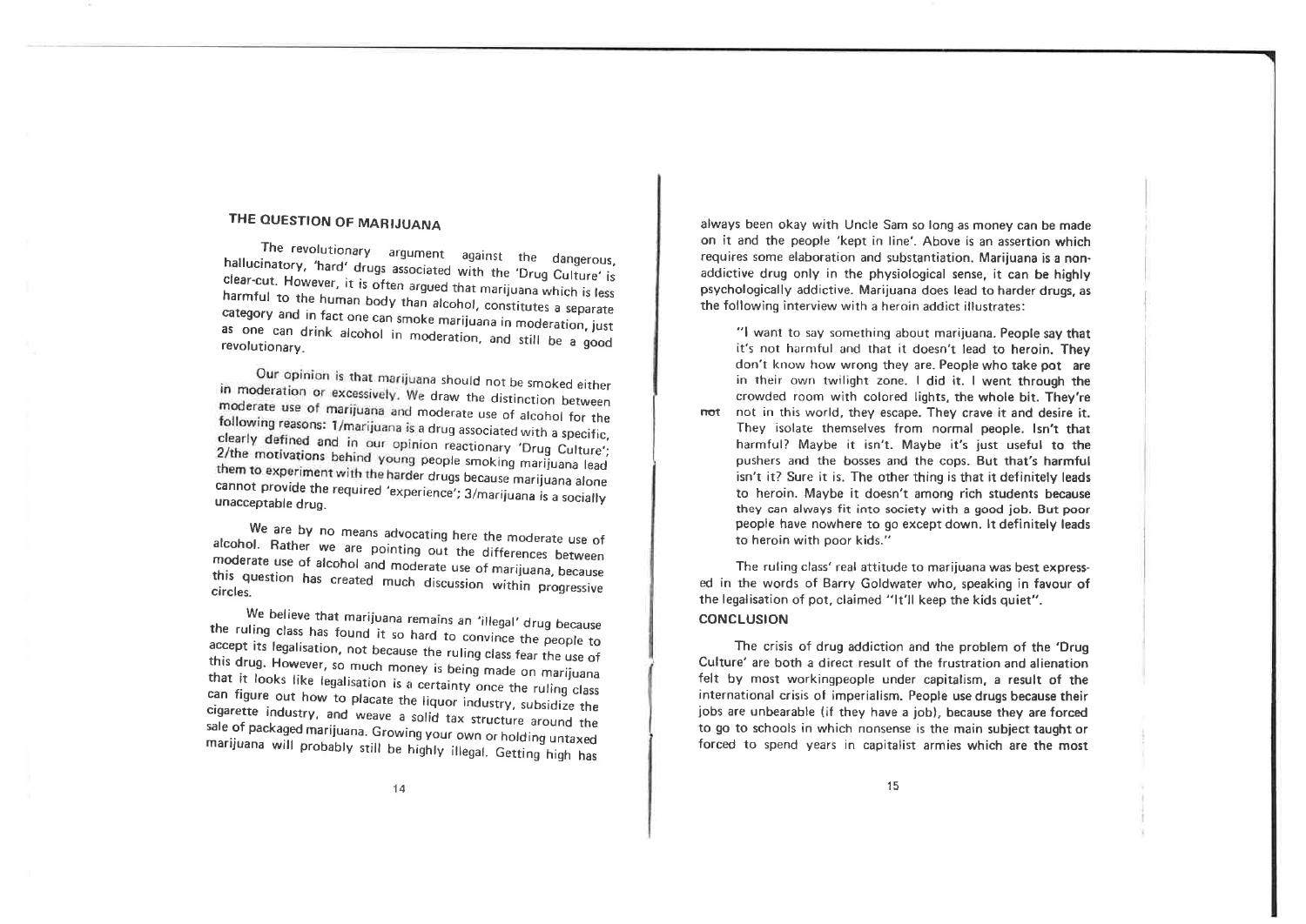## THE QUESTION OF MARIJUANA

The revolutionary argument against the dangerous, hallucinatory, 'hard' drugs associated with the 'Drug Culture' is clear-cut. However, it is often argued that marijuana which is less harmful to the human body than alcohol, constitutes a separate category and in fact one can smoke marijuana in moderation, just as one can drink alcohol in moderation, and still be a good revolutionary.

Our opinion is that marijuana should not be smoked either in moderation or excessively. We draw the distinction between moderate use of marijuana and moderate use of alcohol for the following reasons: 1/marijuana is a drug associated with a specific, clearly defined and in our opinion reactionary 'Drug Culture'; 2/the motivations behind young people smoking marijuana lead them to experiment with the harder drugs because marijuana alone cannot provide the required 'experience'; 3/marijuana is a socially unacceptable drug.

We are by no means advocating here the moderate use of alcohol. Rather we are pointing out the differences between moderate use of alcohol and moderate use of marijuana, because this question has created much discussion within progressive circles.

We believe that marijuana remains an 'illegal' drug because the ruling class has found it so hard to convince the people to accept its legalisation, not because the ruling class fear the use of this drug. However, so much money is being made on marijuana that it looks like legalisation is a certainty once the ruling class can figure out how to placate the liquor industry, subsidize the cigarette industry, and weave a solid tax structure around the sale of packaged marijuana. Growing your own or holding untaxed marijuana will probably still be highly illegal. Getting high has always been okay with Uncle Sam so long as money can be made on it and the people 'kept in line'. Above is an assertion which requires some elaboration and substantiation. Marijuana is a non-addictive drug only in the physiological sense, it can be highly psychologically addictive. Marijuana does lead to harder drugs, as the following interview with a heroin addict illustrates:

> "I want to say something about marijuana. People say that it's not harmful and that it doesn't lead to heroin. They don't know how wrong they are. People who take pot are in their own twilight zone. I did it. I went through the crowded room with colored lights, the whole bit. They're not in this world, they escape. They crave it and desire it. They isolate themselves from normal people. Isn't that harmful? Maybe it isn't. Maybe it's just useful to the pushers and the bosses and the cops. But that's harmful isn't it? Sure it is. The other thing is that it definitely leads to heroin. Maybe it doesn't among rich students because they can always fit into society with a good job. But poor people have nowhere to go except down. It definitely leads to heroin with poor kids."

The ruling class' real attitude to marijuana was best expressed in the words of Barry Goldwater who, speaking in favour of the legalisation of pot, claimed "It'll keep the kids quiet".

### CONCLUSION

The crisis of drug addiction and the problem of the 'Drug Culture' are both a direct result of the frustration and alienation felt by most workingpeople under capitalism, a result of the international crisis of imperialism. People use drugs because their jobs are unbearable (if they have a job), because they are forced to go to schools in which nonsense is the main subject taught or forced to spend years in capitalist armies which are the most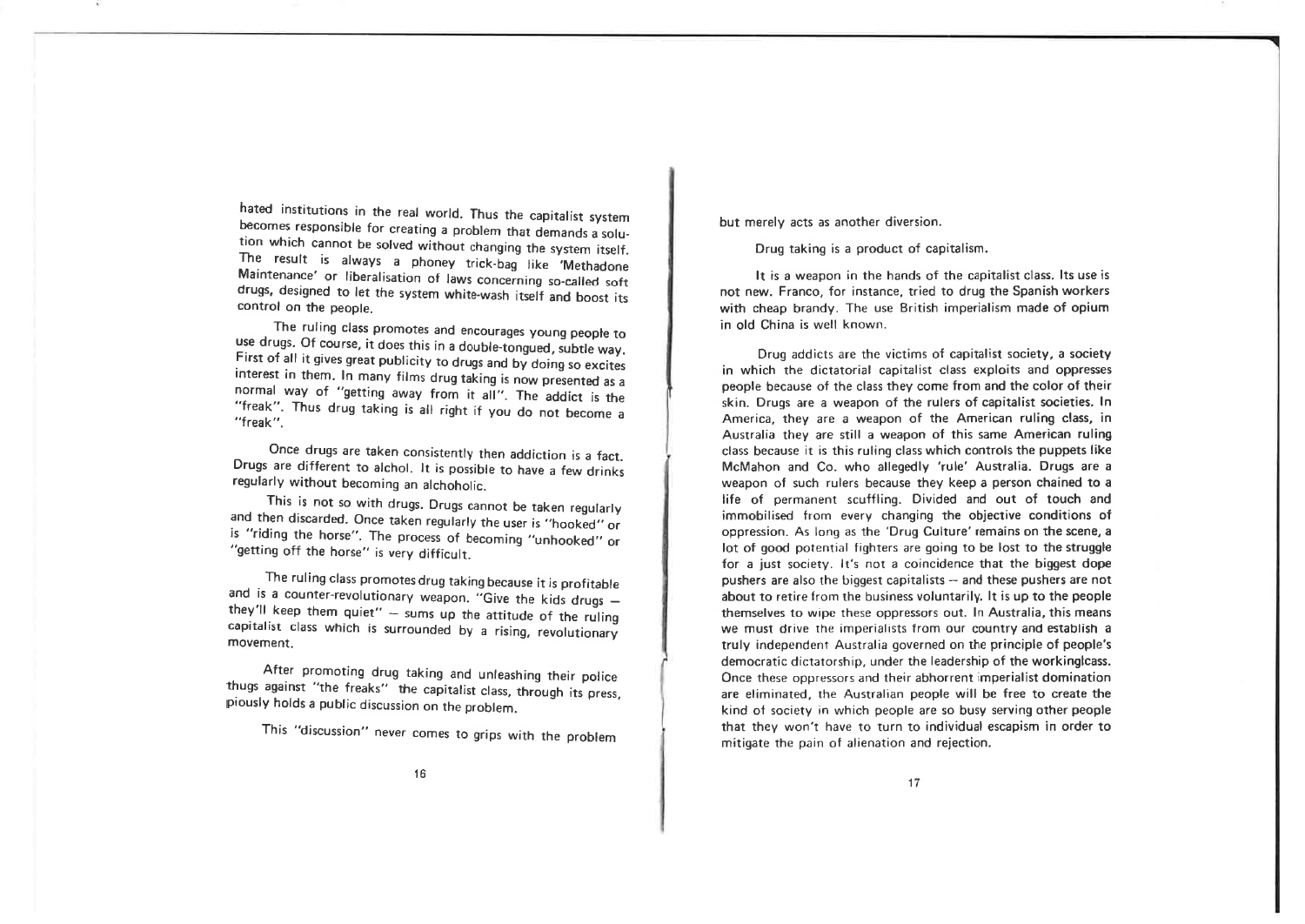hated institutions in the real world. Thus the capitalist system becomes responsible for creating a problem that demands a solution which cannot be solved without changing the system itself. The result is always a phoney trick-bag like 'Methadone Maintenance' or liberalisation of laws concerning so-called soft drugs, designed to let the system white-wash itself and boost its control on the people.

The ruling class promotes and encourages young people to use drugs. Of course, it does this in a double-tongued, subtle way. First of all it gives great publicity to drugs and by doing so excites interest in them. In many films drug taking is now presented as a normal way of "getting away from it all". The addict is the "freak". Thus drug taking is all right if you do not become a "freak".

Once drugs are taken consistently then addiction is a fact. Drugs are different to alchol. It is possible to have a few drinks regularly without becoming an alchoholic.

This is not so with drugs. Drugs cannot be taken regularly and then discarded. Once taken regularly the user is "hooked" or is "riding the horse". The process of becoming "unhooked" or "getting off the horse" is very difficult.

The ruling class promotes drug taking because it is profitable and is a counter-revolutionary weapon. "Give the kids drugs — they'll keep them quiet" — sums up the attitude of the ruling capitalist class which is surrounded by a rising, revolutionary movement.

After promoting drug taking and unleashing their police thugs against "the freaks" the capitalist class, through its press, piously holds a public discussion on the problem.

This "discussion" never comes to grips with the problem but merely acts as another diversion.

Drug taking is a product of capitalism.

It is a weapon in the hands of the capitalist class. Its use is not new. Franco, for instance, tried to drug the Spanish workers with cheap brandy. The use British imperialism made of opium in old China is well known.

Drug addicts are the victims of capitalist society, a society in which the dictatorial capitalist class exploits and oppresses people because of the class they come from and the color of their skin. Drugs are a weapon of the rulers of capitalist societies. In America, they are a weapon of the American ruling class, in Australia they are still a weapon of this same American ruling class because it is this ruling class which controls the puppets like McMahon and Co. who allegedly 'rule' Australia. Drugs are a weapon of such rulers because they keep a person chained to a life of permanent scuffling. Divided and out of touch and immobilised from every changing the objective conditions of oppression. As long as the 'Drug Culture' remains on the scene, a lot of good potential fighters are going to be lost to the struggle for a just society. It's not a coincidence that the biggest dope pushers are also the biggest capitalists — and these pushers are not about to retire from the business voluntarily. It is up to the people themselves to wipe these oppressors out. In Australia, this means we must drive the imperialists from our country and establish a truly independent Australia governed on the principle of people's democratic dictatorship, under the leadership of the workingclass. Once these oppressors and their abhorrent imperialist domination are eliminated, the Australian people will be free to create the kind of society in which people are so busy serving other people that they won't have to turn to individual escapism in order to mitigate the pain of alienation and rejection.